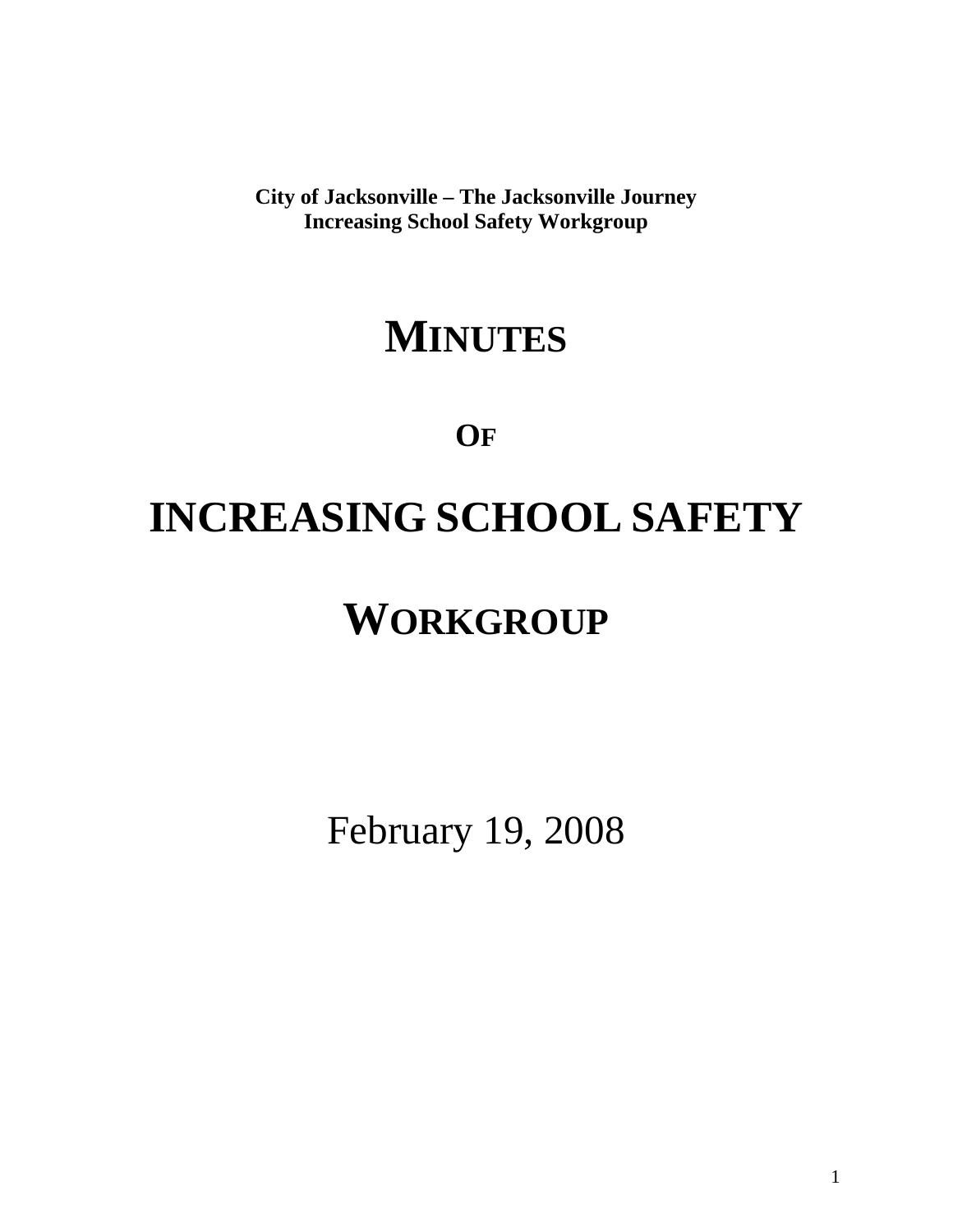**City of Jacksonville – The Jacksonville Journey**
**Increasing School Safety Workgroup**

# MINUTES

# OF

# INCREASING SCHOOL SAFETY

# WORKGROUP

February 19, 2008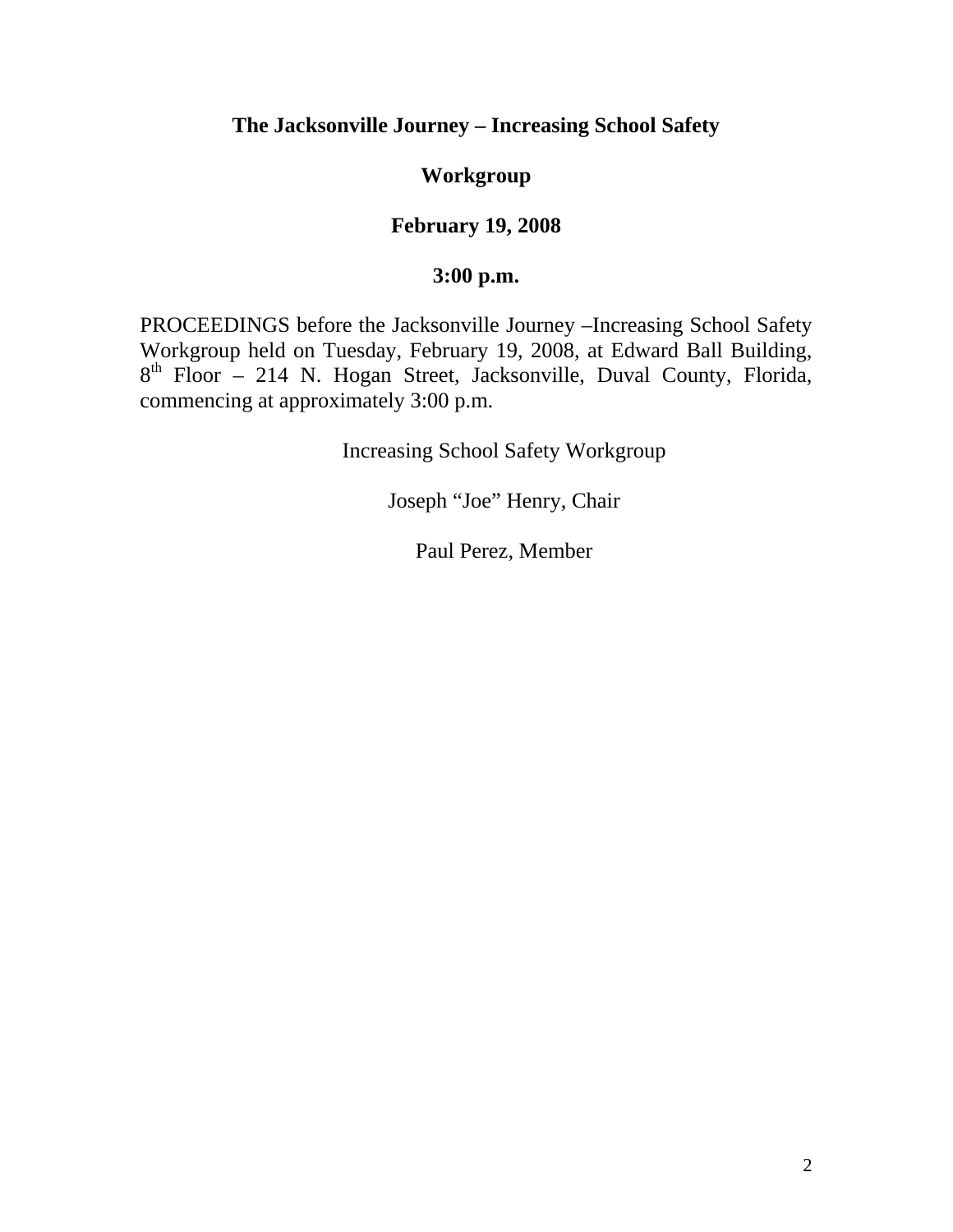**The Jacksonville Journey – Increasing School Safety**

**Workgroup**

**February 19, 2008**

**3:00 p.m.**

PROCEEDINGS before the Jacksonville Journey –Increasing School Safety Workgroup held on Tuesday, February 19, 2008, at Edward Ball Building, 8th Floor – 214 N. Hogan Street, Jacksonville, Duval County, Florida, commencing at approximately 3:00 p.m.

Increasing School Safety Workgroup

Joseph "Joe" Henry, Chair

Paul Perez, Member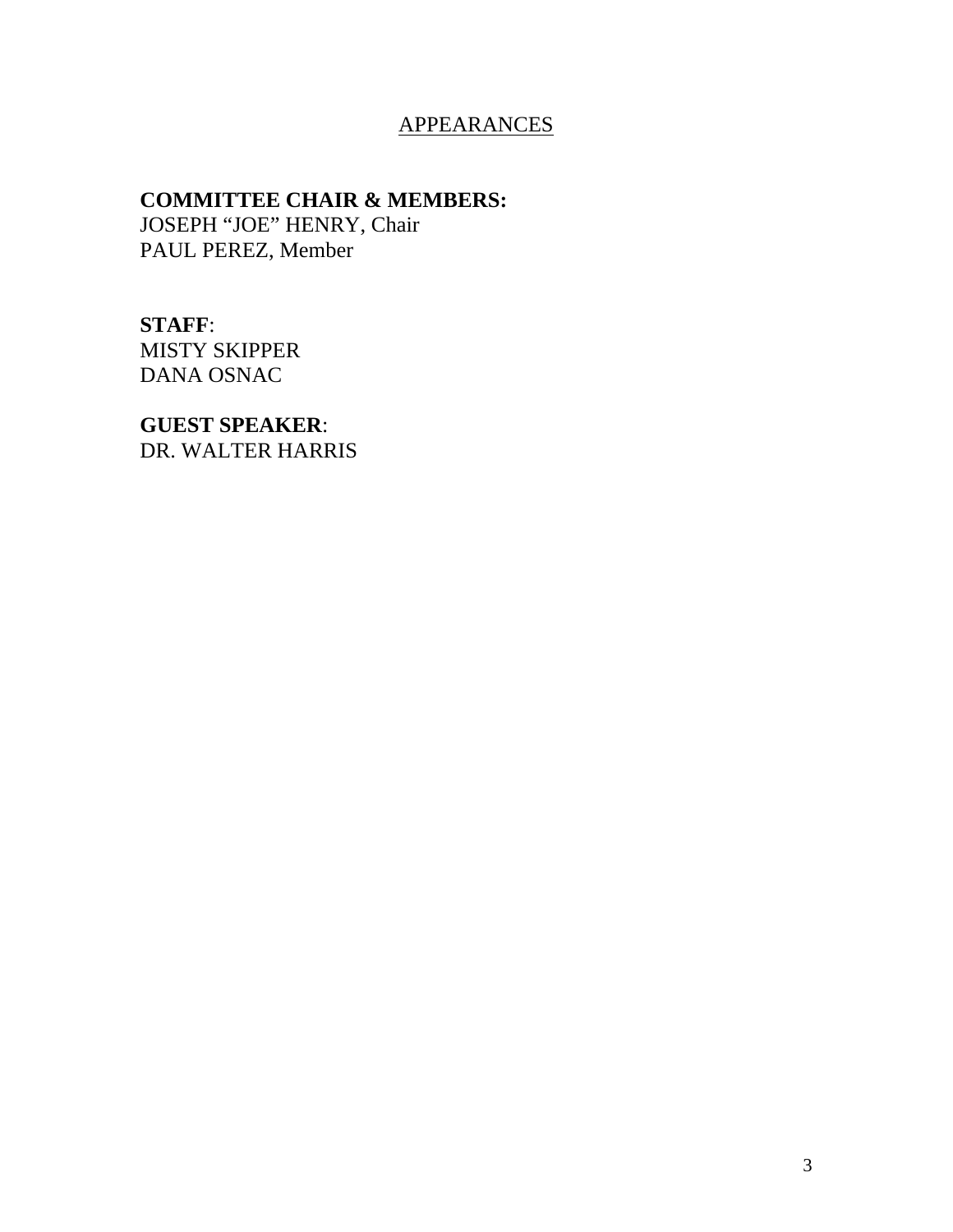# APPEARANCES

**COMMITTEE CHAIR & MEMBERS:**
JOSEPH “JOE” HENRY, Chair
PAUL PEREZ, Member

**STAFF**:
MISTY SKIPPER
DANA OSNAC

**GUEST SPEAKER**:
DR. WALTER HARRIS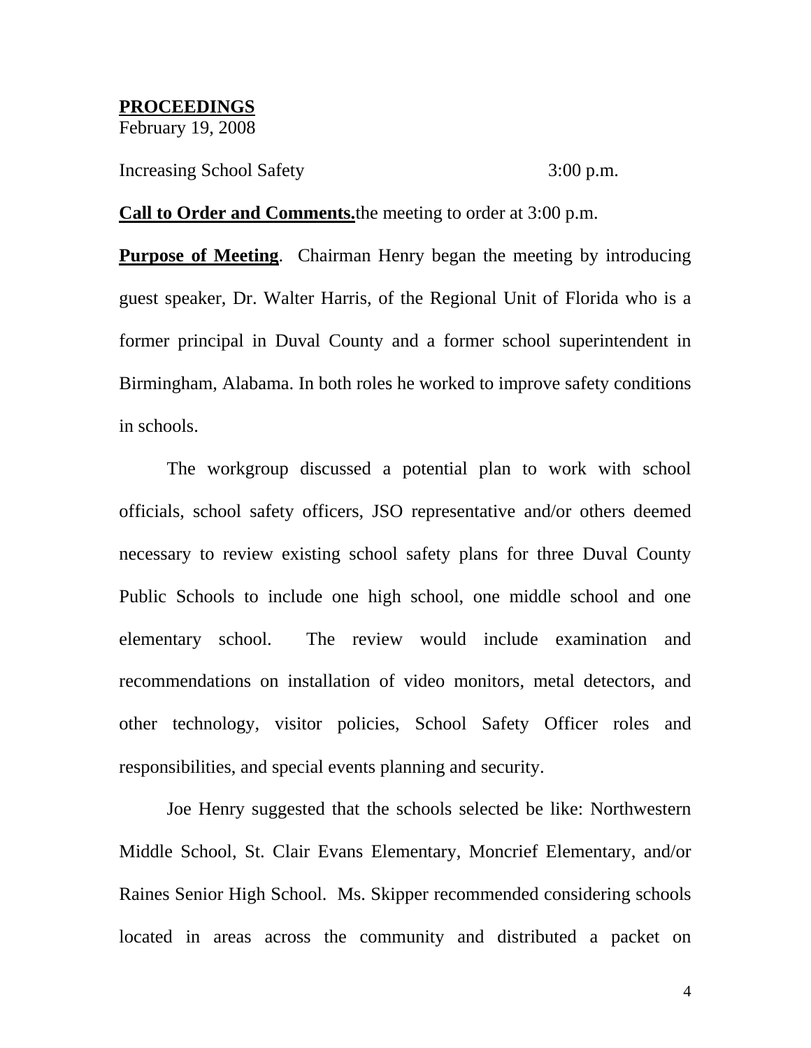**PROCEEDINGS**
February 19, 2008

Increasing School Safety 3:00 p.m.

**Call to Order and Comments.** the meeting to order at 3:00 p.m.

**Purpose of Meeting**. Chairman Henry began the meeting by introducing guest speaker, Dr. Walter Harris, of the Regional Unit of Florida who is a former principal in Duval County and a former school superintendent in Birmingham, Alabama. In both roles he worked to improve safety conditions in schools.

The workgroup discussed a potential plan to work with school officials, school safety officers, JSO representative and/or others deemed necessary to review existing school safety plans for three Duval County Public Schools to include one high school, one middle school and one elementary school. The review would include examination and recommendations on installation of video monitors, metal detectors, and other technology, visitor policies, School Safety Officer roles and responsibilities, and special events planning and security.

Joe Henry suggested that the schools selected be like: Northwestern Middle School, St. Clair Evans Elementary, Moncrief Elementary, and/or Raines Senior High School. Ms. Skipper recommended considering schools located in areas across the community and distributed a packet on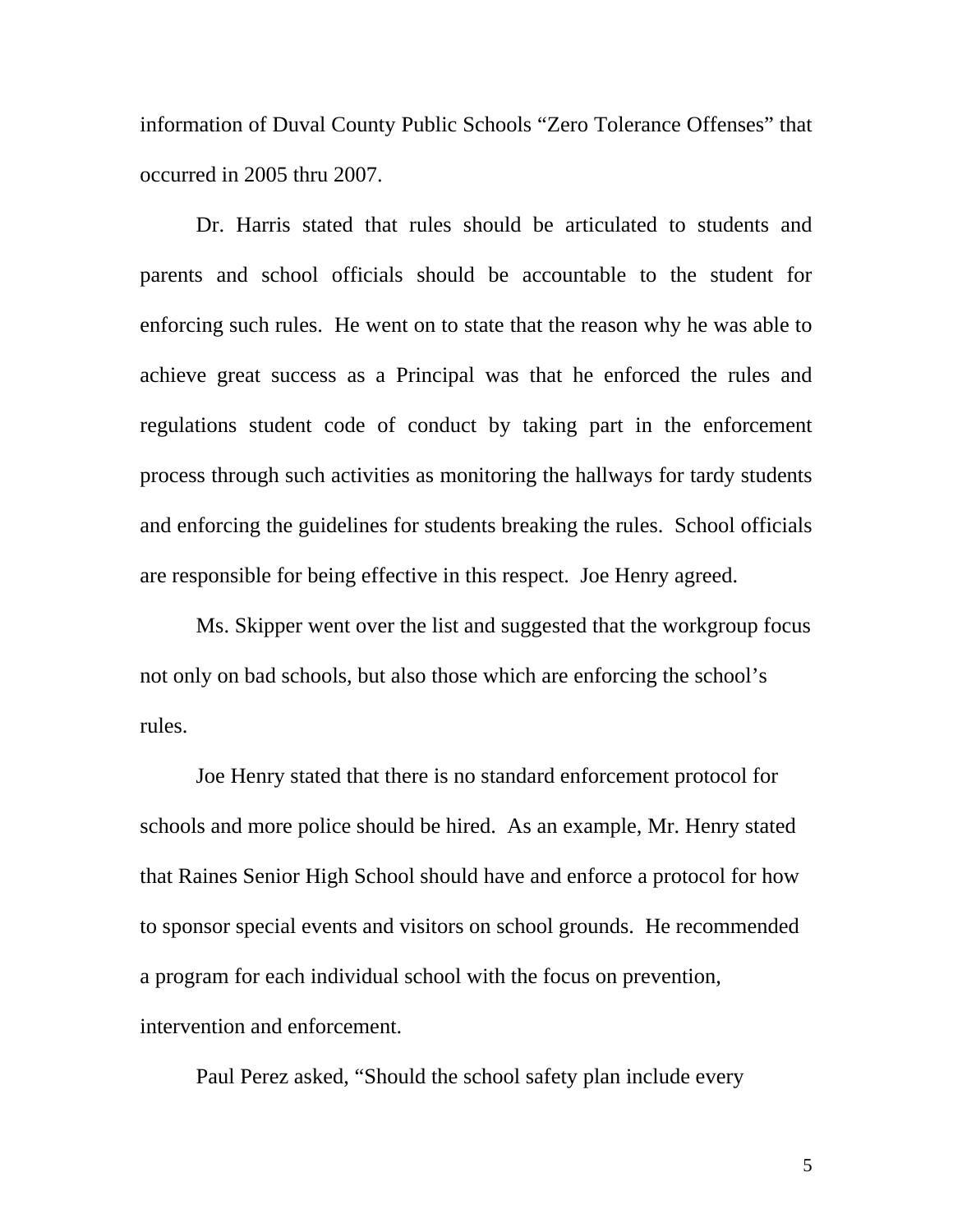information of Duval County Public Schools "Zero Tolerance Offenses" that occurred in 2005 thru 2007.

Dr. Harris stated that rules should be articulated to students and parents and school officials should be accountable to the student for enforcing such rules. He went on to state that the reason why he was able to achieve great success as a Principal was that he enforced the rules and regulations student code of conduct by taking part in the enforcement process through such activities as monitoring the hallways for tardy students and enforcing the guidelines for students breaking the rules. School officials are responsible for being effective in this respect. Joe Henry agreed.

Ms. Skipper went over the list and suggested that the workgroup focus not only on bad schools, but also those which are enforcing the school's rules.

Joe Henry stated that there is no standard enforcement protocol for schools and more police should be hired. As an example, Mr. Henry stated that Raines Senior High School should have and enforce a protocol for how to sponsor special events and visitors on school grounds. He recommended a program for each individual school with the focus on prevention, intervention and enforcement.

Paul Perez asked, "Should the school safety plan include every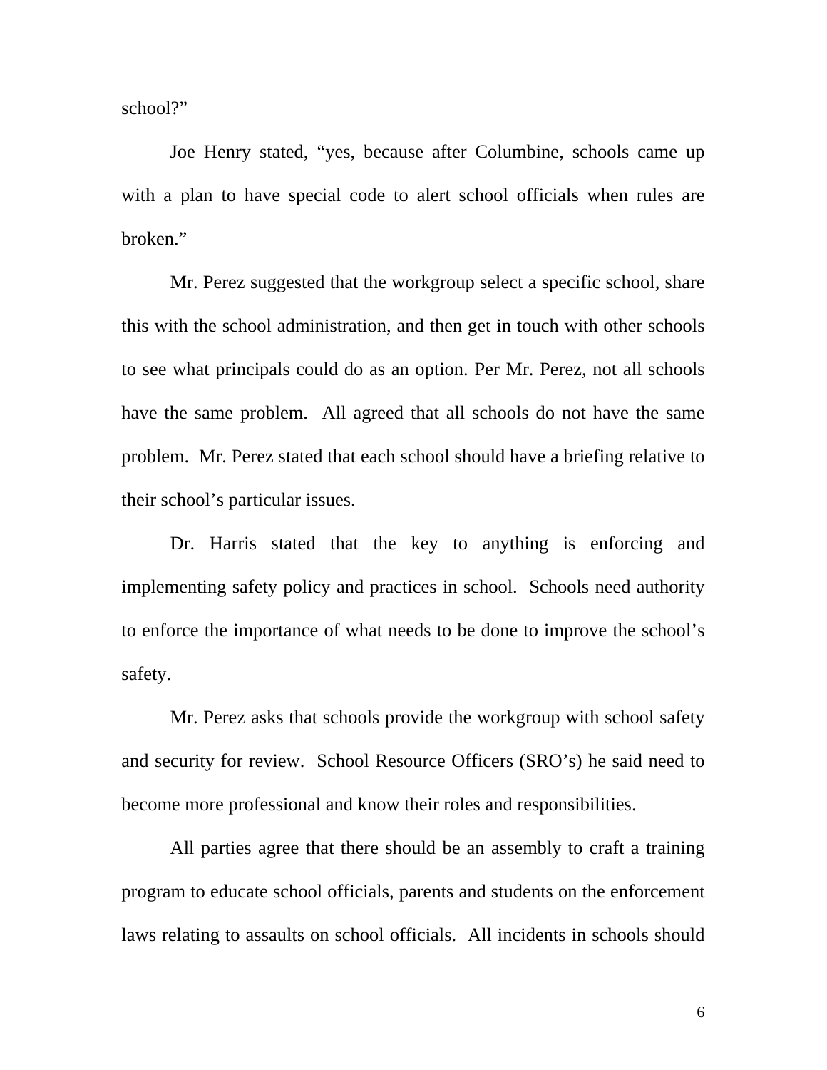school?"

Joe Henry stated, "yes, because after Columbine, schools came up with a plan to have special code to alert school officials when rules are broken."

Mr. Perez suggested that the workgroup select a specific school, share this with the school administration, and then get in touch with other schools to see what principals could do as an option. Per Mr. Perez, not all schools have the same problem. All agreed that all schools do not have the same problem. Mr. Perez stated that each school should have a briefing relative to their school's particular issues.

Dr. Harris stated that the key to anything is enforcing and implementing safety policy and practices in school. Schools need authority to enforce the importance of what needs to be done to improve the school's safety.

Mr. Perez asks that schools provide the workgroup with school safety and security for review. School Resource Officers (SRO's) he said need to become more professional and know their roles and responsibilities.

All parties agree that there should be an assembly to craft a training program to educate school officials, parents and students on the enforcement laws relating to assaults on school officials. All incidents in schools should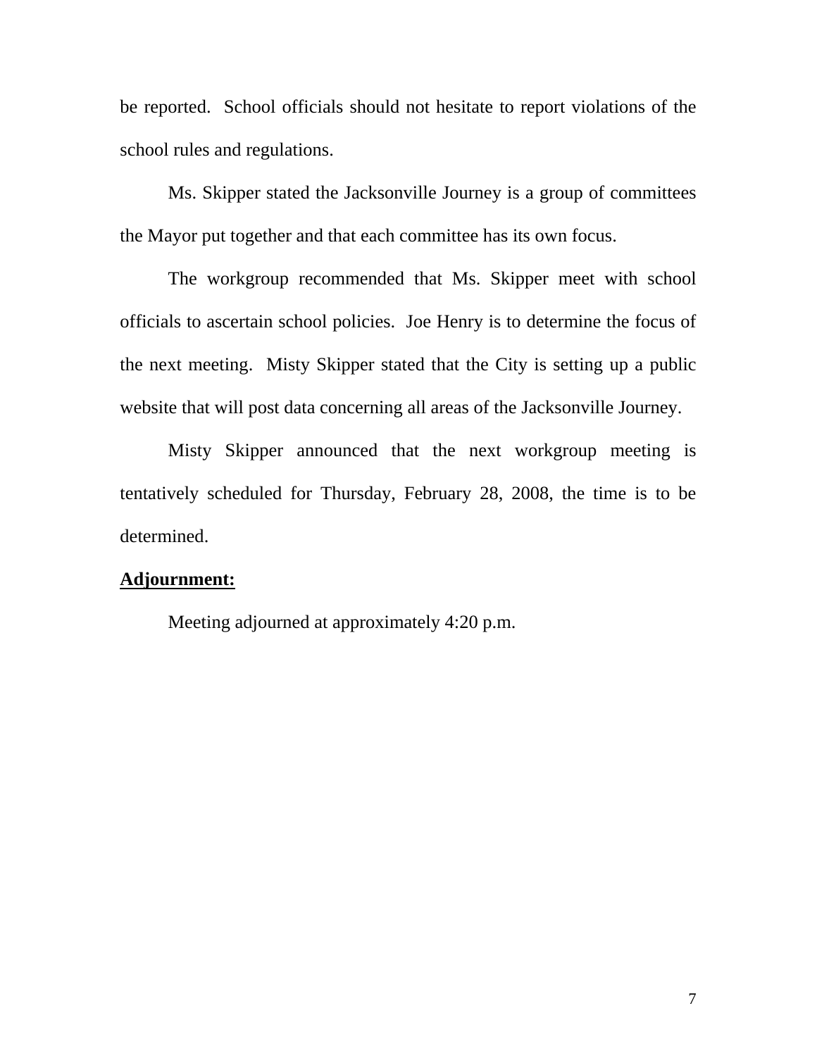be reported. School officials should not hesitate to report violations of the school rules and regulations.

Ms. Skipper stated the Jacksonville Journey is a group of committees the Mayor put together and that each committee has its own focus.

The workgroup recommended that Ms. Skipper meet with school officials to ascertain school policies. Joe Henry is to determine the focus of the next meeting. Misty Skipper stated that the City is setting up a public website that will post data concerning all areas of the Jacksonville Journey.

Misty Skipper announced that the next workgroup meeting is tentatively scheduled for Thursday, February 28, 2008, the time is to be determined.

**Adjournment:**

Meeting adjourned at approximately 4:20 p.m.